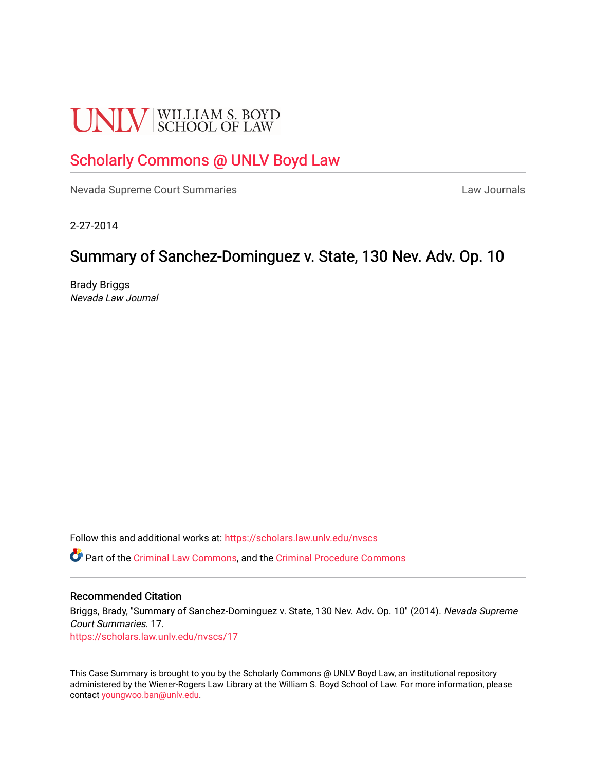UNLV | WILLIAM S. BOYD SCHOOL OF LAW

# Scholarly Commons @ UNLV Boyd Law

Nevada Supreme Court Summaries | Law Journals

2-27-2014

## Summary of Sanchez-Dominguez v. State, 130 Nev. Adv. Op. 10

Brady Briggs
*Nevada Law Journal*

Follow this and additional works at: https://scholars.law.unlv.edu/nvscs

Part of the Criminal Law Commons, and the Criminal Procedure Commons

### Recommended Citation

Briggs, Brady, "Summary of Sanchez-Dominguez v. State, 130 Nev. Adv. Op. 10" (2014). *Nevada Supreme Court Summaries*. 17.
https://scholars.law.unlv.edu/nvscs/17

This Case Summary is brought to you by the Scholarly Commons @ UNLV Boyd Law, an institutional repository administered by the Wiener-Rogers Law Library at the William S. Boyd School of Law. For more information, please contact youngwoo.ban@unlv.edu.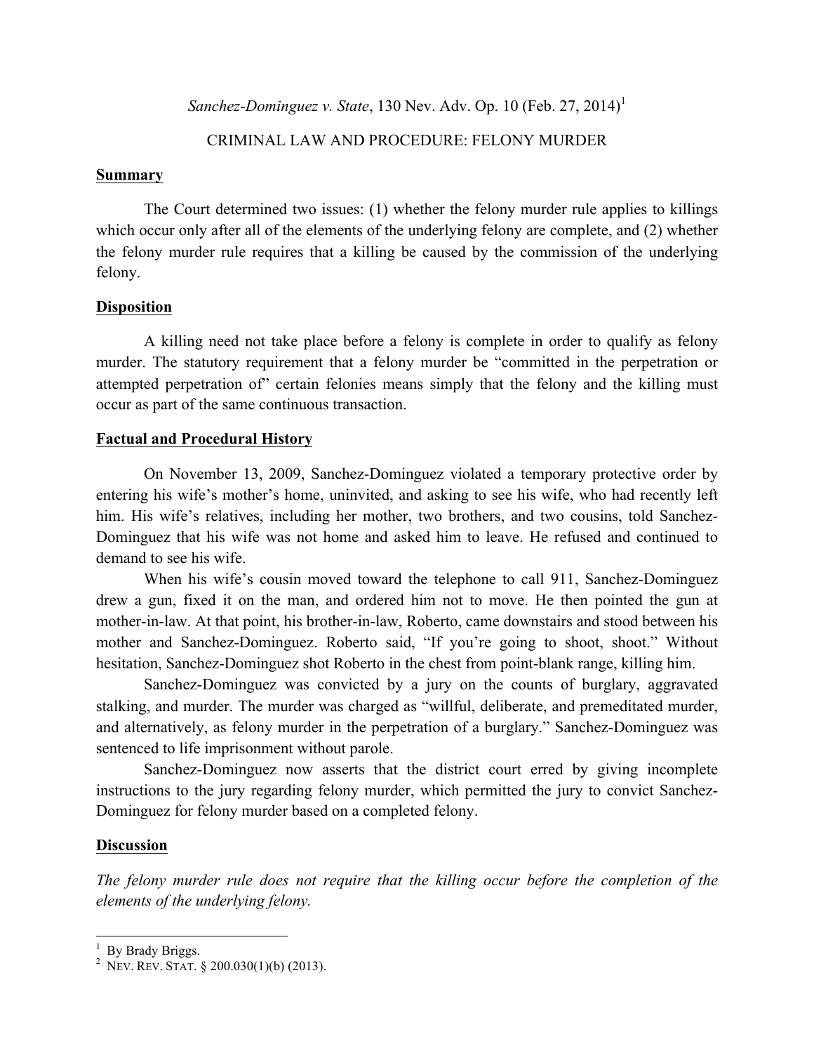*Sanchez-Dominguez v. State*, 130 Nev. Adv. Op. 10 (Feb. 27, 2014)[1]

CRIMINAL LAW AND PROCEDURE: FELONY MURDER

**Summary**

The Court determined two issues: (1) whether the felony murder rule applies to killings which occur only after all of the elements of the underlying felony are complete, and (2) whether the felony murder rule requires that a killing be caused by the commission of the underlying felony.

**Disposition**

A killing need not take place before a felony is complete in order to qualify as felony murder. The statutory requirement that a felony murder be "committed in the perpetration or attempted perpetration of" certain felonies means simply that the felony and the killing must occur as part of the same continuous transaction.

**Factual and Procedural History**

On November 13, 2009, Sanchez-Dominguez violated a temporary protective order by entering his wife's mother's home, uninvited, and asking to see his wife, who had recently left him. His wife's relatives, including her mother, two brothers, and two cousins, told Sanchez-Dominguez that his wife was not home and asked him to leave. He refused and continued to demand to see his wife.

When his wife's cousin moved toward the telephone to call 911, Sanchez-Dominguez drew a gun, fixed it on the man, and ordered him not to move. He then pointed the gun at mother-in-law. At that point, his brother-in-law, Roberto, came downstairs and stood between his mother and Sanchez-Dominguez. Roberto said, "If you're going to shoot, shoot." Without hesitation, Sanchez-Dominguez shot Roberto in the chest from point-blank range, killing him.

Sanchez-Dominguez was convicted by a jury on the counts of burglary, aggravated stalking, and murder. The murder was charged as "willful, deliberate, and premeditated murder, and alternatively, as felony murder in the perpetration of a burglary." Sanchez-Dominguez was sentenced to life imprisonment without parole.

Sanchez-Dominguez now asserts that the district court erred by giving incomplete instructions to the jury regarding felony murder, which permitted the jury to convict Sanchez-Dominguez for felony murder based on a completed felony.

**Discussion**

*The felony murder rule does not require that the killing occur before the completion of the elements of the underlying felony.*

---

[1] By Brady Briggs.

[2] NEV. REV. STAT. § 200.030(1)(b) (2013).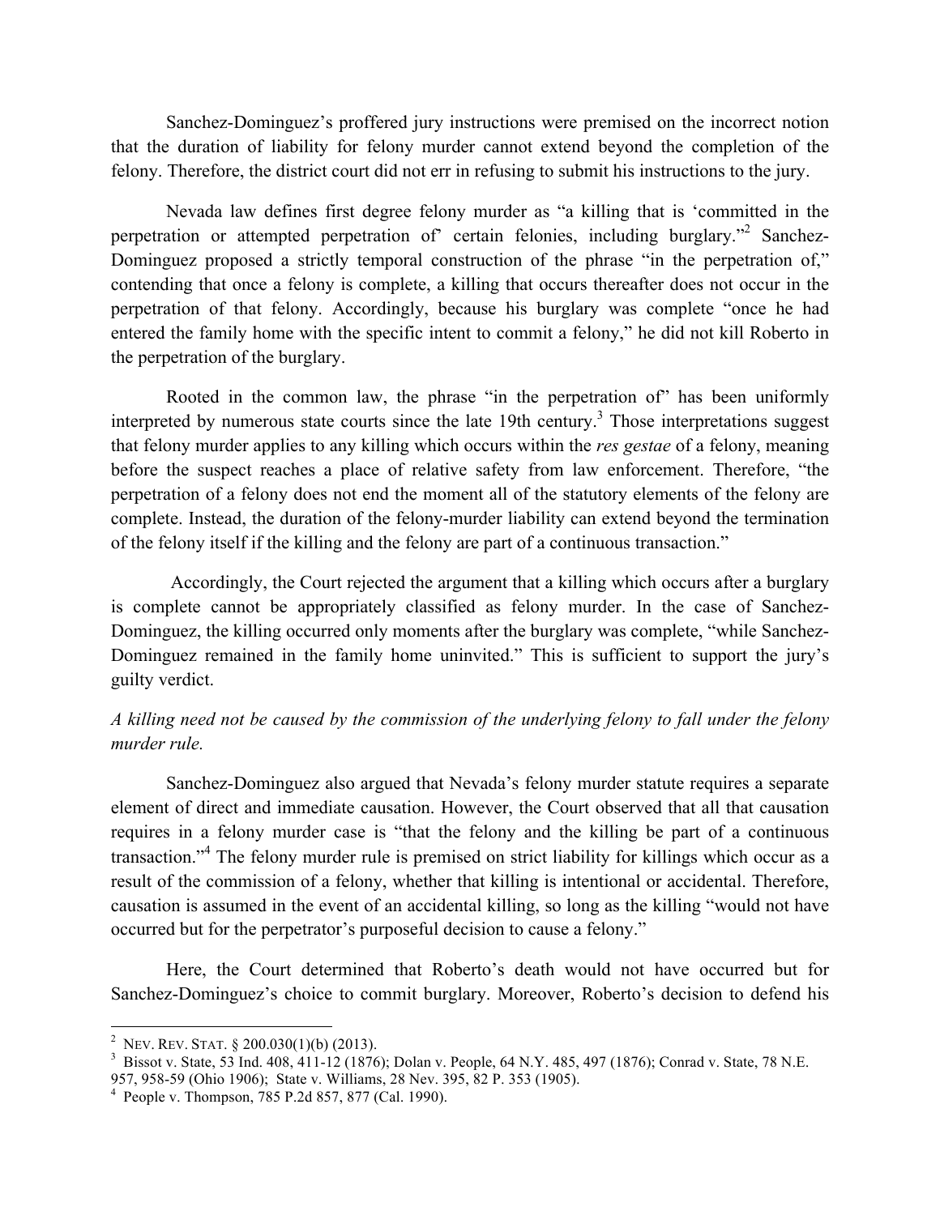Sanchez-Dominguez's proffered jury instructions were premised on the incorrect notion that the duration of liability for felony murder cannot extend beyond the completion of the felony. Therefore, the district court did not err in refusing to submit his instructions to the jury.

Nevada law defines first degree felony murder as "a killing that is 'committed in the perpetration or attempted perpetration of' certain felonies, including burglary."[2] Sanchez-Dominguez proposed a strictly temporal construction of the phrase "in the perpetration of," contending that once a felony is complete, a killing that occurs thereafter does not occur in the perpetration of that felony. Accordingly, because his burglary was complete "once he had entered the family home with the specific intent to commit a felony," he did not kill Roberto in the perpetration of the burglary.

Rooted in the common law, the phrase "in the perpetration of" has been uniformly interpreted by numerous state courts since the late 19th century.[3] Those interpretations suggest that felony murder applies to any killing which occurs within the *res gestae* of a felony, meaning before the suspect reaches a place of relative safety from law enforcement. Therefore, "the perpetration of a felony does not end the moment all of the statutory elements of the felony are complete. Instead, the duration of the felony-murder liability can extend beyond the termination of the felony itself if the killing and the felony are part of a continuous transaction."

Accordingly, the Court rejected the argument that a killing which occurs after a burglary is complete cannot be appropriately classified as felony murder. In the case of Sanchez-Dominguez, the killing occurred only moments after the burglary was complete, "while Sanchez-Dominguez remained in the family home uninvited." This is sufficient to support the jury's guilty verdict.

*A killing need not be caused by the commission of the underlying felony to fall under the felony murder rule.*

Sanchez-Dominguez also argued that Nevada's felony murder statute requires a separate element of direct and immediate causation. However, the Court observed that all that causation requires in a felony murder case is "that the felony and the killing be part of a continuous transaction."[4] The felony murder rule is premised on strict liability for killings which occur as a result of the commission of a felony, whether that killing is intentional or accidental. Therefore, causation is assumed in the event of an accidental killing, so long as the killing "would not have occurred but for the perpetrator's purposeful decision to cause a felony."

Here, the Court determined that Roberto's death would not have occurred but for Sanchez-Dominguez's choice to commit burglary. Moreover, Roberto's decision to defend his

---

[2] NEV. REV. STAT. § 200.030(1)(b) (2013).

[3] Bissot v. State, 53 Ind. 408, 411-12 (1876); Dolan v. People, 64 N.Y. 485, 497 (1876); Conrad v. State, 78 N.E. 957, 958-59 (Ohio 1906); State v. Williams, 28 Nev. 395, 82 P. 353 (1905).

[4] People v. Thompson, 785 P.2d 857, 877 (Cal. 1990).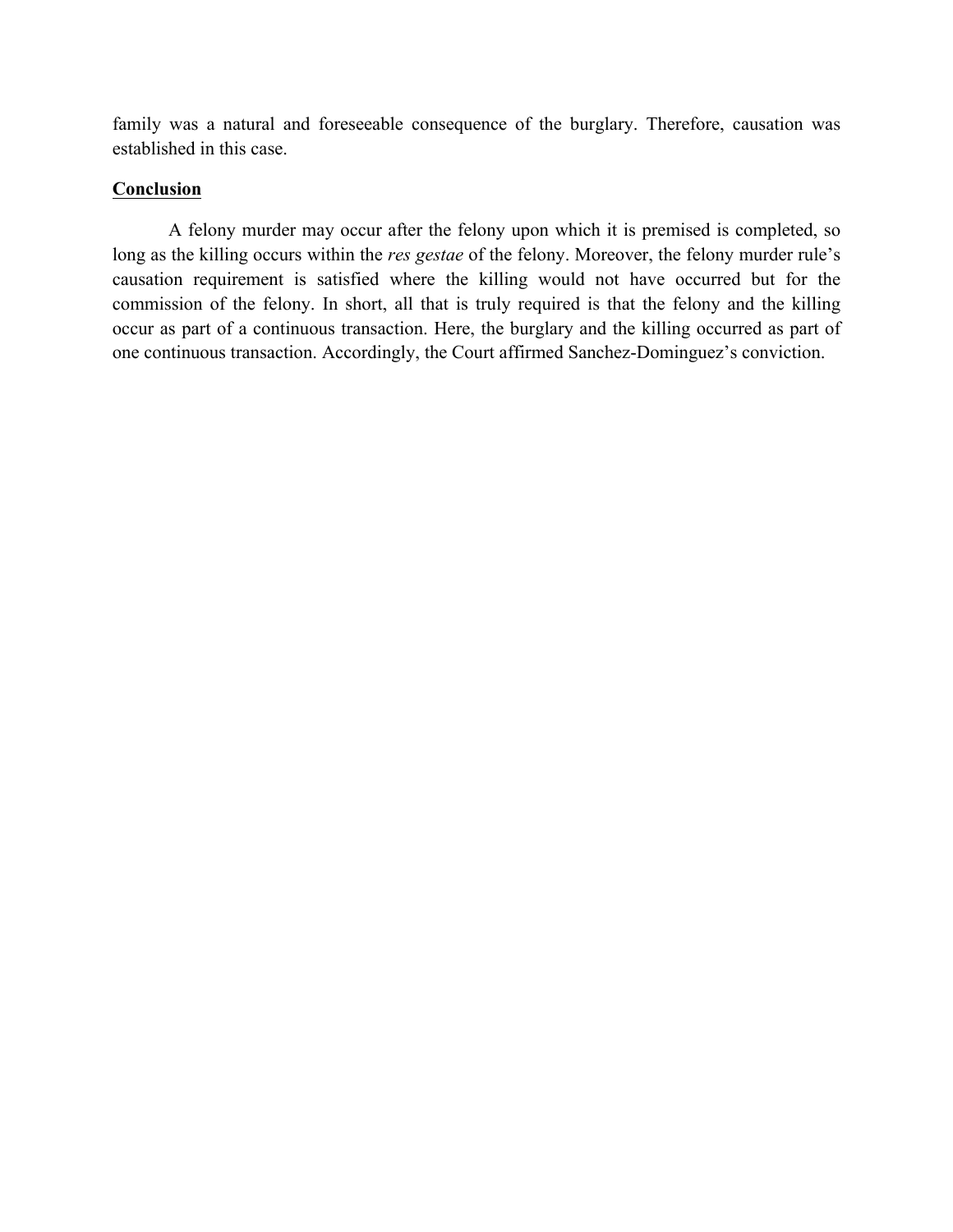family was a natural and foreseeable consequence of the burglary. Therefore, causation was established in this case.

## <u>Conclusion</u>

A felony murder may occur after the felony upon which it is premised is completed, so long as the killing occurs within the *res gestae* of the felony. Moreover, the felony murder rule's causation requirement is satisfied where the killing would not have occurred but for the commission of the felony. In short, all that is truly required is that the felony and the killing occur as part of a continuous transaction. Here, the burglary and the killing occurred as part of one continuous transaction. Accordingly, the Court affirmed Sanchez-Dominguez's conviction.